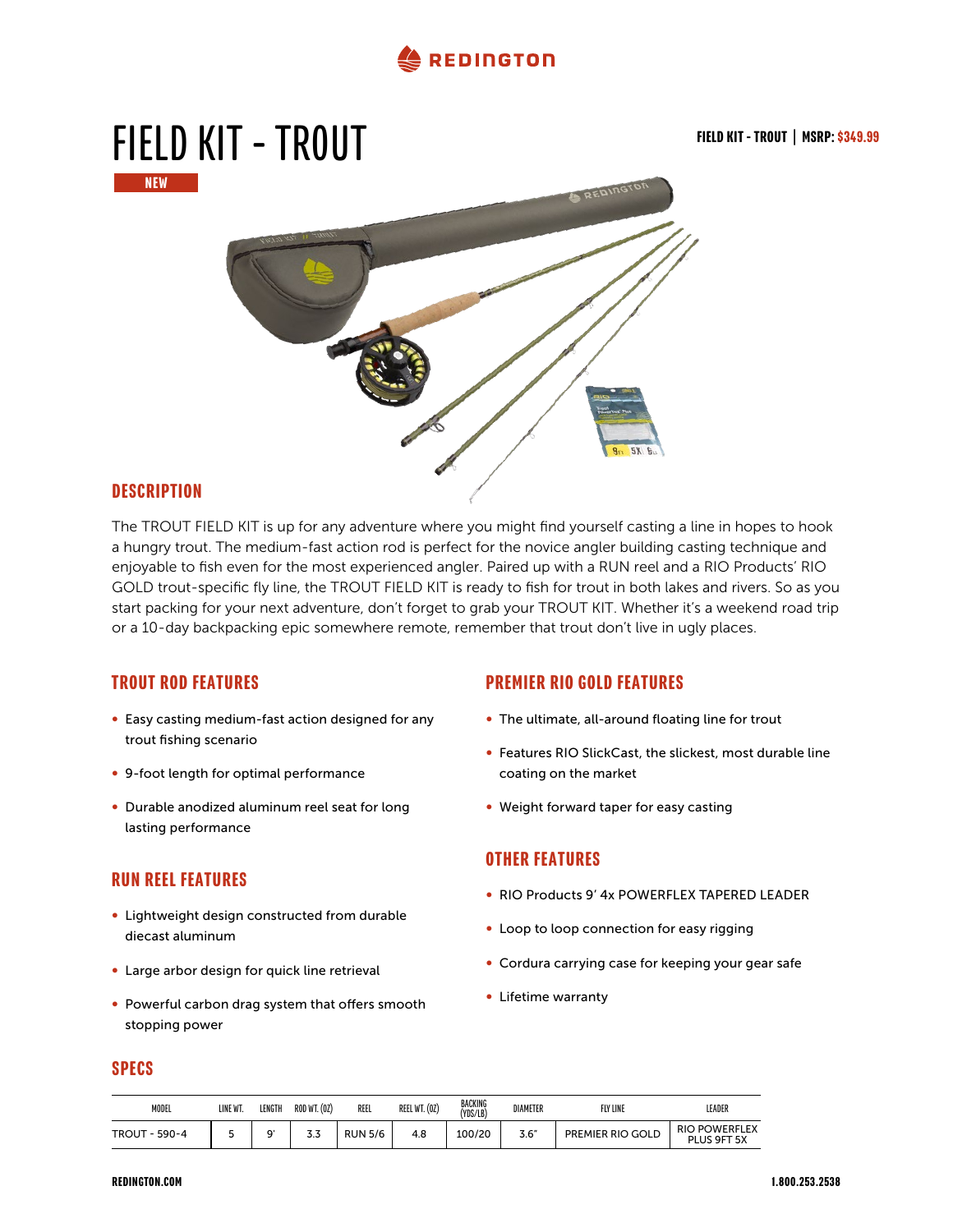REDINGTON

# FIELD KIT - TROUT

NEW

**FIELD KIT - TROUT | MSRP: $349.99**

## DESCRIPTION

The TROUT FIELD KIT is up for any adventure where you might find yourself casting a line in hopes to hook a hungry trout. The medium-fast action rod is perfect for the novice angler building casting technique and enjoyable to fish even for the most experienced angler. Paired up with a RUN reel and a RIO Products' RIO GOLD trout-specific fly line, the TROUT FIELD KIT is ready to fish for trout in both lakes and rivers. So as you start packing for your next adventure, don't forget to grab your TROUT KIT. Whether it's a weekend road trip or a 10-day backpacking epic somewhere remote, remember that trout don't live in ugly places.

## TROUT ROD FEATURES

- Easy casting medium-fast action designed for any trout fishing scenario
- 9-foot length for optimal performance
- Durable anodized aluminum reel seat for long lasting performance

## RUN REEL FEATURES

- Lightweight design constructed from durable diecast aluminum
- Large arbor design for quick line retrieval
- Powerful carbon drag system that offers smooth stopping power

## PREMIER RIO GOLD FEATURES

- The ultimate, all-around floating line for trout
- Features RIO SlickCast, the slickest, most durable line coating on the market
- Weight forward taper for easy casting

## OTHER FEATURES

- RIO Products 9' 4x POWERFLEX TAPERED LEADER
- Loop to loop connection for easy rigging
- Cordura carrying case for keeping your gear safe
- Lifetime warranty

## SPECS

| MODEL | LINE WT. | LENGTH | ROD WT. (OZ) | REEL | REEL WT. (OZ) | BACKING (YDS/LB) | DIAMETER | FLY LINE | LEADER |
|---|---|---|---|---|---|---|---|---|---|
| TROUT - 590-4 | 5 | 9' | 3.3 | RUN 5/6 | 4.8 | 100/20 | 3.6" | PREMIER RIO GOLD | RIO POWERFLEX PLUS 9FT 5X |

REDINGTON.COM

1.800.253.2538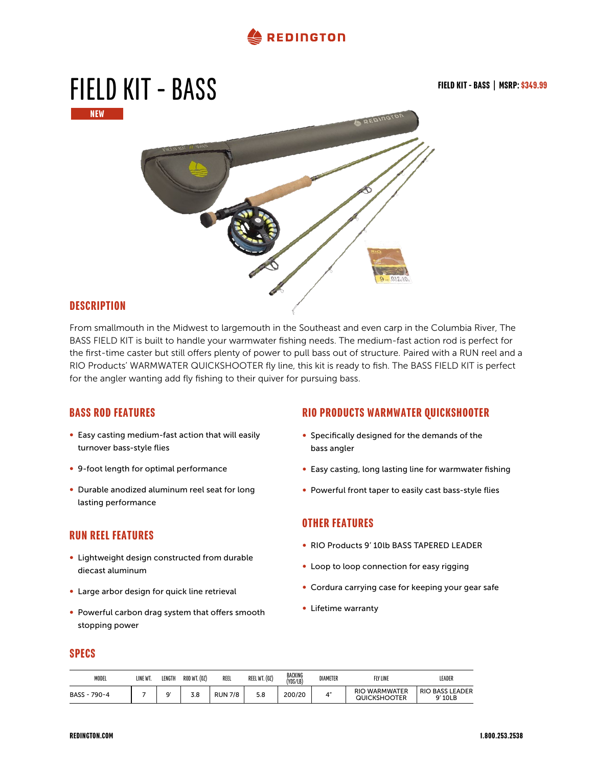REDINGTON

# FIELD KIT - BASS

NEW

**FIELD KIT - BASS | MSRP: $349.99**

## DESCRIPTION

From smallmouth in the Midwest to largemouth in the Southeast and even carp in the Columbia River, The BASS FIELD KIT is built to handle your warmwater fishing needs. The medium-fast action rod is perfect for the first-time caster but still offers plenty of power to pull bass out of structure. Paired with a RUN reel and a RIO Products' WARMWATER QUICKSHOOTER fly line, this kit is ready to fish. The BASS FIELD KIT is perfect for the angler wanting add fly fishing to their quiver for pursuing bass.

## BASS ROD FEATURES

- Easy casting medium-fast action that will easily turnover bass-style flies
- 9-foot length for optimal performance
- Durable anodized aluminum reel seat for long lasting performance

## RUN REEL FEATURES

- Lightweight design constructed from durable diecast aluminum
- Large arbor design for quick line retrieval
- Powerful carbon drag system that offers smooth stopping power

## RIO PRODUCTS WARMWATER QUICKSHOOTER

- Specifically designed for the demands of the bass angler
- Easy casting, long lasting line for warmwater fishing
- Powerful front taper to easily cast bass-style flies

## OTHER FEATURES

- RIO Products 9' 10lb BASS TAPERED LEADER
- Loop to loop connection for easy rigging
- Cordura carrying case for keeping your gear safe
- Lifetime warranty

## SPECS

| MODEL | LINE WT. | LENGTH | ROD WT. (OZ) | REEL | REEL WT. (OZ) | BACKING (YDS/LB) | DIAMETER | FLY LINE | LEADER |
|---|---|---|---|---|---|---|---|---|---|
| BASS - 790-4 | 7 | 9' | 3.8 | RUN 7/8 | 5.8 | 200/20 | 4" | RIO WARMWATER QUICKSHOOTER | RIO BASS LEADER 9' 10LB |

REDINGTON.COM

1.800.253.2538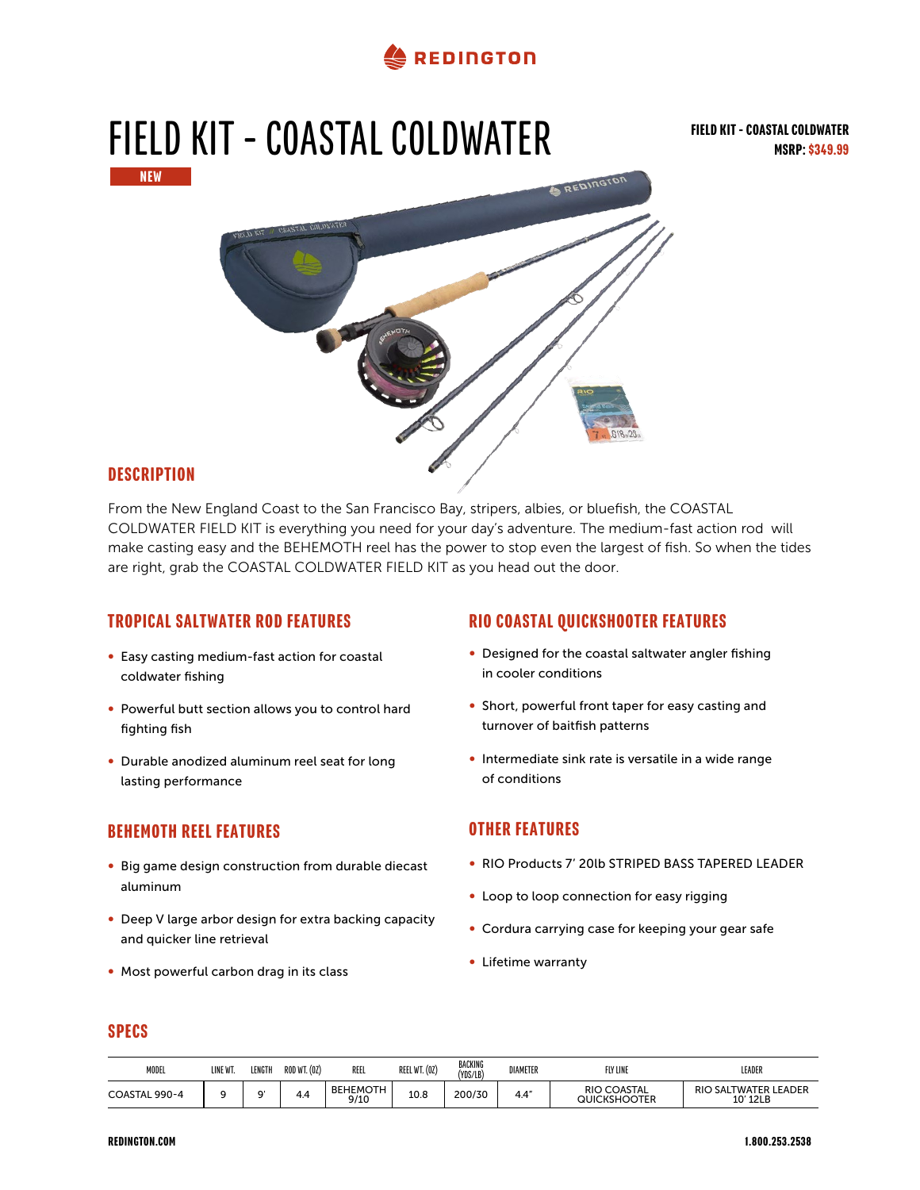REDINGTON

# FIELD KIT - COASTAL COLDWATER

NEW

**FIELD KIT - COASTAL COLDWATER**
**MSRP: $349.99**

## DESCRIPTION

From the New England Coast to the San Francisco Bay, stripers, albies, or bluefish, the COASTAL COLDWATER FIELD KIT is everything you need for your day's adventure. The medium-fast action rod will make casting easy and the BEHEMOTH reel has the power to stop even the largest of fish. So when the tides are right, grab the COASTAL COLDWATER FIELD KIT as you head out the door.

## TROPICAL SALTWATER ROD FEATURES

- Easy casting medium-fast action for coastal coldwater fishing
- Powerful butt section allows you to control hard fighting fish
- Durable anodized aluminum reel seat for long lasting performance

## BEHEMOTH REEL FEATURES

- Big game design construction from durable diecast aluminum
- Deep V large arbor design for extra backing capacity and quicker line retrieval
- Most powerful carbon drag in its class

## RIO COASTAL QUICKSHOOTER FEATURES

- Designed for the coastal saltwater angler fishing in cooler conditions
- Short, powerful front taper for easy casting and turnover of baitfish patterns
- Intermediate sink rate is versatile in a wide range of conditions

## OTHER FEATURES

- RIO Products 7' 20lb STRIPED BASS TAPERED LEADER
- Loop to loop connection for easy rigging
- Cordura carrying case for keeping your gear safe
- Lifetime warranty

## SPECS

| MODEL | LINE WT. | LENGTH | ROD WT. (OZ) | REEL | REEL WT. (OZ) | BACKING (YDS/LB) | DIAMETER | FLY LINE | LEADER |
|---|---|---|---|---|---|---|---|---|---|
| COASTAL 990-4 | 9 | 9' | 4.4 | BEHEMOTH 9/10 | 10.8 | 200/30 | 4.4" | RIO COASTAL QUICKSHOOTER | RIO SALTWATER LEADER 10' 12LB |

REDINGTON.COM

1.800.253.2538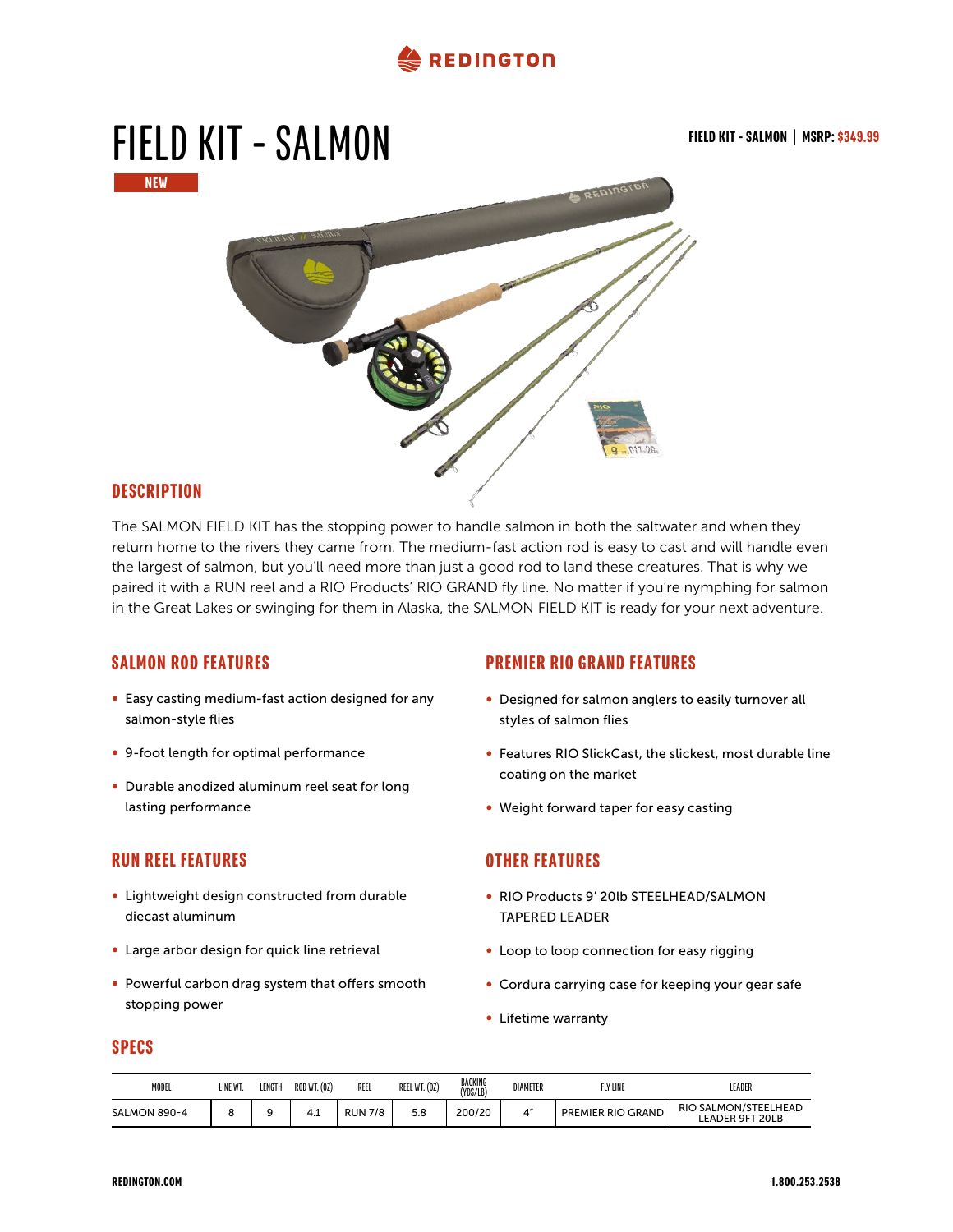# FIELD KIT - SALMON

NEW

**FIELD KIT - SALMON | MSRP: $349.99**

## DESCRIPTION

The SALMON FIELD KIT has the stopping power to handle salmon in both the saltwater and when they return home to the rivers they came from. The medium-fast action rod is easy to cast and will handle even the largest of salmon, but you'll need more than just a good rod to land these creatures. That is why we paired it with a RUN reel and a RIO Products' RIO GRAND fly line. No matter if you're nymphing for salmon in the Great Lakes or swinging for them in Alaska, the SALMON FIELD KIT is ready for your next adventure.

## SALMON ROD FEATURES

- Easy casting medium-fast action designed for any salmon-style flies
- 9-foot length for optimal performance
- Durable anodized aluminum reel seat for long lasting performance

## RUN REEL FEATURES

- Lightweight design constructed from durable diecast aluminum
- Large arbor design for quick line retrieval
- Powerful carbon drag system that offers smooth stopping power

## PREMIER RIO GRAND FEATURES

- Designed for salmon anglers to easily turnover all styles of salmon flies
- Features RIO SlickCast, the slickest, most durable line coating on the market
- Weight forward taper for easy casting

## OTHER FEATURES

- RIO Products 9' 20lb STEELHEAD/SALMON TAPERED LEADER
- Loop to loop connection for easy rigging
- Cordura carrying case for keeping your gear safe
- Lifetime warranty

## SPECS

| MODEL | LINE WT. | LENGTH | ROD WT. (OZ) | REEL | REEL WT. (OZ) | BACKING (YDS/LB) | DIAMETER | FLY LINE | LEADER |
|---|---|---|---|---|---|---|---|---|---|
| SALMON 890-4 | 8 | 9' | 4.1 | RUN 7/8 | 5.8 | 200/20 | 4" | PREMIER RIO GRAND | RIO SALMON/STEELHEAD LEADER 9FT 20LB |

REDINGTON.COM

1.800.253.2538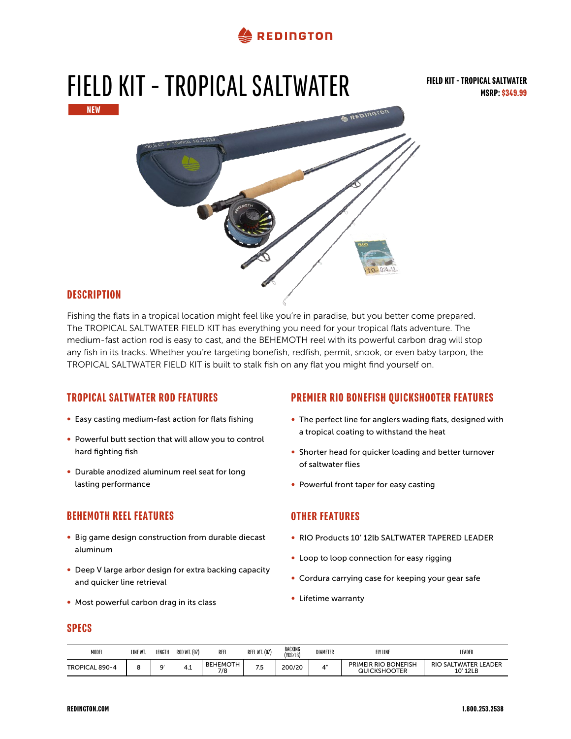REDINGTON

# FIELD KIT - TROPICAL SALTWATER

NEW

**FIELD KIT - TROPICAL SALTWATER**
**MSRP: $349.99**

## DESCRIPTION

Fishing the flats in a tropical location might feel like you're in paradise, but you better come prepared. The TROPICAL SALTWATER FIELD KIT has everything you need for your tropical flats adventure. The medium-fast action rod is easy to cast, and the BEHEMOTH reel with its powerful carbon drag will stop any fish in its tracks. Whether you're targeting bonefish, redfish, permit, snook, or even baby tarpon, the TROPICAL SALTWATER FIELD KIT is built to stalk fish on any flat you might find yourself on.

## TROPICAL SALTWATER ROD FEATURES

- Easy casting medium-fast action for flats fishing
- Powerful butt section that will allow you to control hard fighting fish
- Durable anodized aluminum reel seat for long lasting performance

## BEHEMOTH REEL FEATURES

- Big game design construction from durable diecast aluminum
- Deep V large arbor design for extra backing capacity and quicker line retrieval
- Most powerful carbon drag in its class

## PREMIER RIO BONEFISH QUICKSHOOTER FEATURES

- The perfect line for anglers wading flats, designed with a tropical coating to withstand the heat
- Shorter head for quicker loading and better turnover of saltwater flies
- Powerful front taper for easy casting

## OTHER FEATURES

- RIO Products 10' 12lb SALTWATER TAPERED LEADER
- Loop to loop connection for easy rigging
- Cordura carrying case for keeping your gear safe
- Lifetime warranty

## SPECS

| MODEL | LINE WT. | LENGTH | ROD WT. (OZ) | REEL | REEL WT. (OZ) | BACKING (YDS/LB) | DIAMETER | FLY LINE | LEADER |
|---|---|---|---|---|---|---|---|---|---|
| TROPICAL 890-4 | 8 | 9' | 4.1 | BEHEMOTH 7/8 | 7.5 | 200/20 | 4" | PRIMEIR RIO BONEFISH QUICKSHOOTER | RIO SALTWATER LEADER 10' 12LB |

REDINGTON.COM

1.800.253.2538